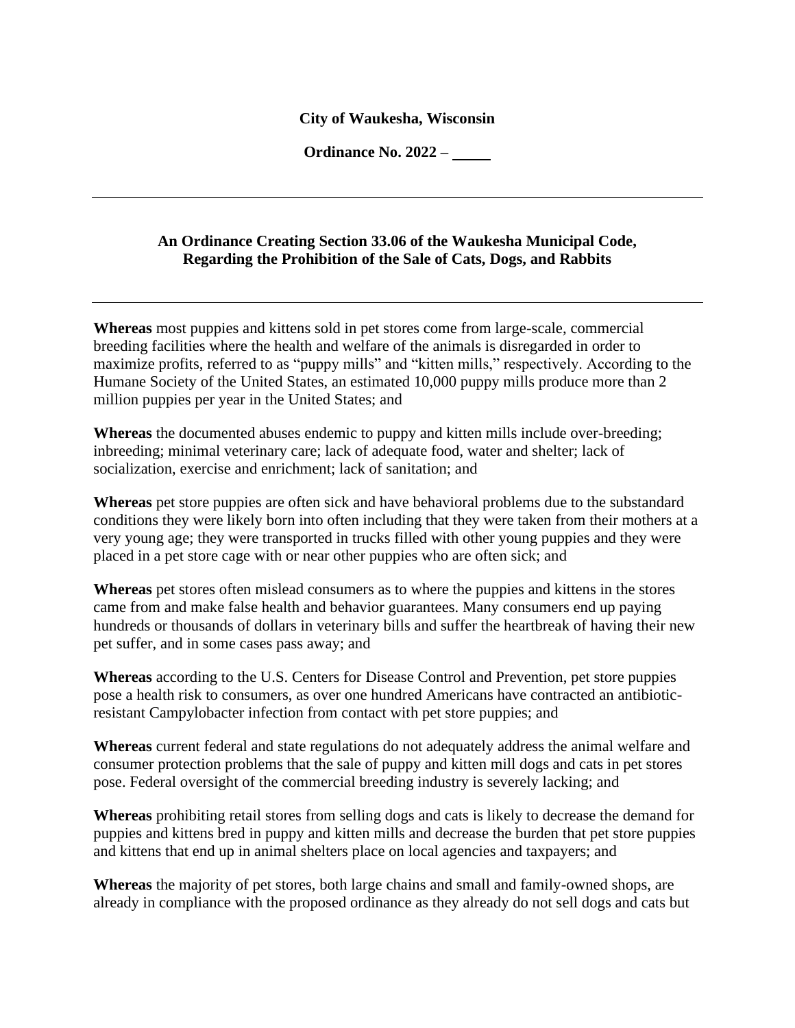**City of Waukesha, Wisconsin**

**Ordinance No. 2022 – \_\_\_\_\_**

---

**An Ordinance Creating Section 33.06 of the Waukesha Municipal Code, Regarding the Prohibition of the Sale of Cats, Dogs, and Rabbits**

---

**Whereas** most puppies and kittens sold in pet stores come from large-scale, commercial breeding facilities where the health and welfare of the animals is disregarded in order to maximize profits, referred to as "puppy mills" and "kitten mills," respectively. According to the Humane Society of the United States, an estimated 10,000 puppy mills produce more than 2 million puppies per year in the United States; and

**Whereas** the documented abuses endemic to puppy and kitten mills include over-breeding; inbreeding; minimal veterinary care; lack of adequate food, water and shelter; lack of socialization, exercise and enrichment; lack of sanitation; and

**Whereas** pet store puppies are often sick and have behavioral problems due to the substandard conditions they were likely born into often including that they were taken from their mothers at a very young age; they were transported in trucks filled with other young puppies and they were placed in a pet store cage with or near other puppies who are often sick; and

**Whereas** pet stores often mislead consumers as to where the puppies and kittens in the stores came from and make false health and behavior guarantees. Many consumers end up paying hundreds or thousands of dollars in veterinary bills and suffer the heartbreak of having their new pet suffer, and in some cases pass away; and

**Whereas** according to the U.S. Centers for Disease Control and Prevention, pet store puppies pose a health risk to consumers, as over one hundred Americans have contracted an antibiotic-resistant Campylobacter infection from contact with pet store puppies; and

**Whereas** current federal and state regulations do not adequately address the animal welfare and consumer protection problems that the sale of puppy and kitten mill dogs and cats in pet stores pose. Federal oversight of the commercial breeding industry is severely lacking; and

**Whereas** prohibiting retail stores from selling dogs and cats is likely to decrease the demand for puppies and kittens bred in puppy and kitten mills and decrease the burden that pet store puppies and kittens that end up in animal shelters place on local agencies and taxpayers; and

**Whereas** the majority of pet stores, both large chains and small and family-owned shops, are already in compliance with the proposed ordinance as they already do not sell dogs and cats but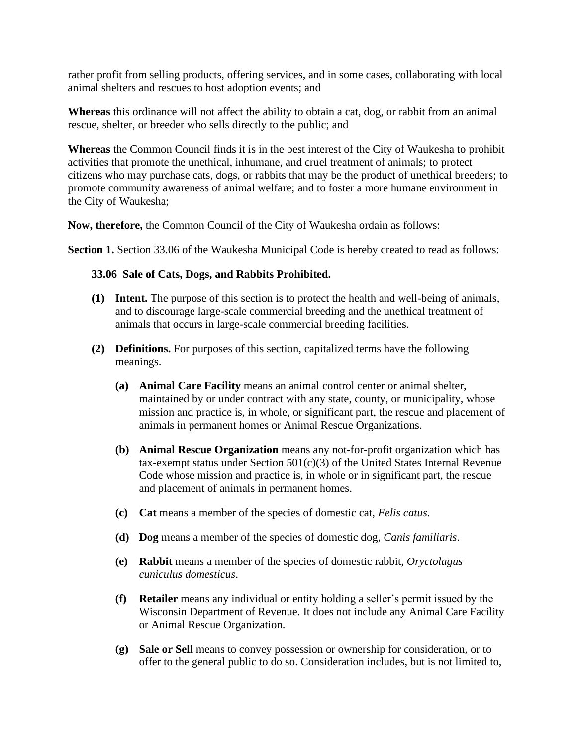rather profit from selling products, offering services, and in some cases, collaborating with local animal shelters and rescues to host adoption events; and

**Whereas** this ordinance will not affect the ability to obtain a cat, dog, or rabbit from an animal rescue, shelter, or breeder who sells directly to the public; and

**Whereas** the Common Council finds it is in the best interest of the City of Waukesha to prohibit activities that promote the unethical, inhumane, and cruel treatment of animals; to protect citizens who may purchase cats, dogs, or rabbits that may be the product of unethical breeders; to promote community awareness of animal welfare; and to foster a more humane environment in the City of Waukesha;

**Now, therefore,** the Common Council of the City of Waukesha ordain as follows:

**Section 1.** Section 33.06 of the Waukesha Municipal Code is hereby created to read as follows:

**33.06 Sale of Cats, Dogs, and Rabbits Prohibited.**

**(1) Intent.** The purpose of this section is to protect the health and well-being of animals, and to discourage large-scale commercial breeding and the unethical treatment of animals that occurs in large-scale commercial breeding facilities.

**(2) Definitions.** For purposes of this section, capitalized terms have the following meanings.

**(a) Animal Care Facility** means an animal control center or animal shelter, maintained by or under contract with any state, county, or municipality, whose mission and practice is, in whole, or significant part, the rescue and placement of animals in permanent homes or Animal Rescue Organizations.

**(b) Animal Rescue Organization** means any not-for-profit organization which has tax-exempt status under Section 501(c)(3) of the United States Internal Revenue Code whose mission and practice is, in whole or in significant part, the rescue and placement of animals in permanent homes.

**(c) Cat** means a member of the species of domestic cat, *Felis catus*.

**(d) Dog** means a member of the species of domestic dog, *Canis familiaris*.

**(e) Rabbit** means a member of the species of domestic rabbit, *Oryctolagus cuniculus domesticus*.

**(f) Retailer** means any individual or entity holding a seller's permit issued by the Wisconsin Department of Revenue. It does not include any Animal Care Facility or Animal Rescue Organization.

**(g) Sale or Sell** means to convey possession or ownership for consideration, or to offer to the general public to do so. Consideration includes, but is not limited to,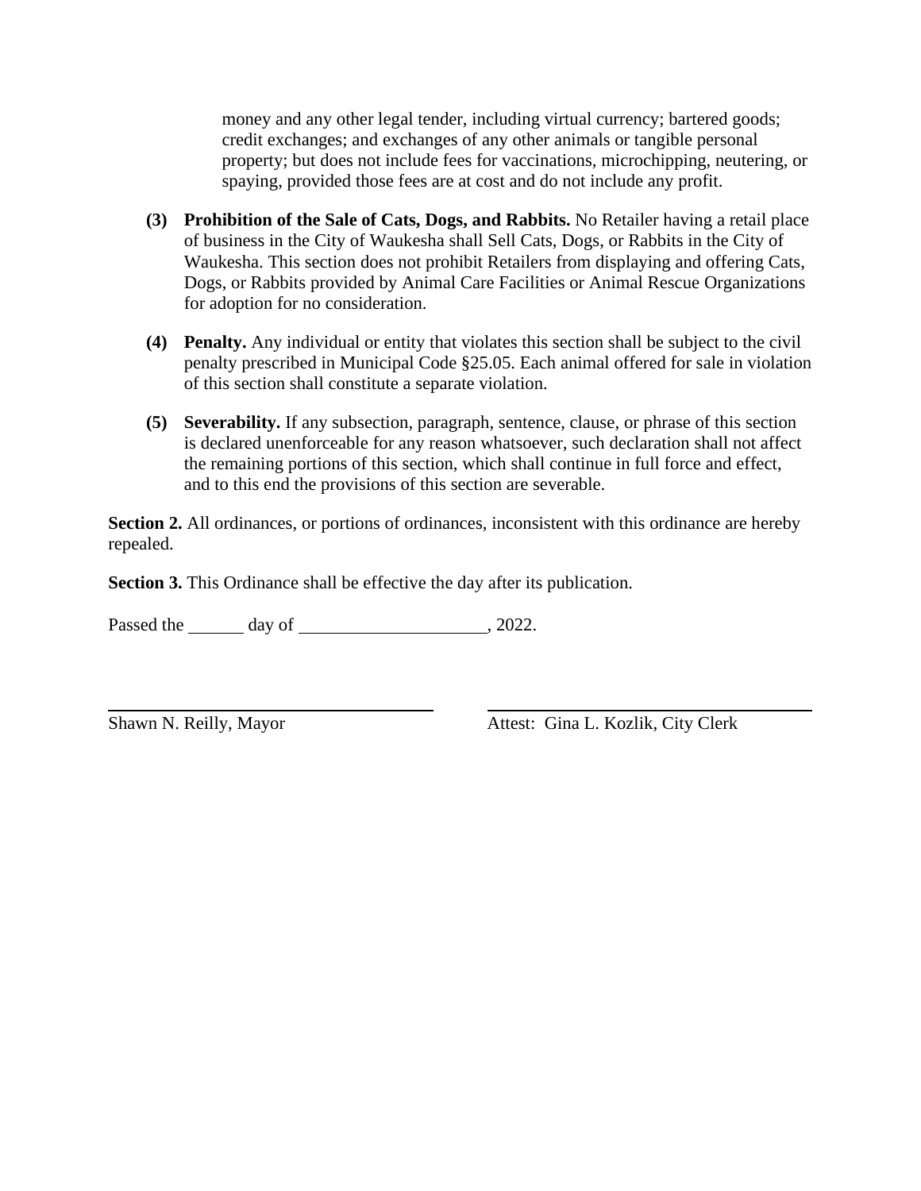money and any other legal tender, including virtual currency; bartered goods; credit exchanges; and exchanges of any other animals or tangible personal property; but does not include fees for vaccinations, microchipping, neutering, or spaying, provided those fees are at cost and do not include any profit.

**(3) Prohibition of the Sale of Cats, Dogs, and Rabbits.** No Retailer having a retail place of business in the City of Waukesha shall Sell Cats, Dogs, or Rabbits in the City of Waukesha. This section does not prohibit Retailers from displaying and offering Cats, Dogs, or Rabbits provided by Animal Care Facilities or Animal Rescue Organizations for adoption for no consideration.

**(4) Penalty.** Any individual or entity that violates this section shall be subject to the civil penalty prescribed in Municipal Code §25.05. Each animal offered for sale in violation of this section shall constitute a separate violation.

**(5) Severability.** If any subsection, paragraph, sentence, clause, or phrase of this section is declared unenforceable for any reason whatsoever, such declaration shall not affect the remaining portions of this section, which shall continue in full force and effect, and to this end the provisions of this section are severable.

**Section 2.** All ordinances, or portions of ordinances, inconsistent with this ordinance are hereby repealed.

**Section 3.** This Ordinance shall be effective the day after its publication.

Passed the ______ day of ____________________, 2022.

______________________________ Shawn N. Reilly, Mayor

______________________________ Attest: Gina L. Kozlik, City Clerk